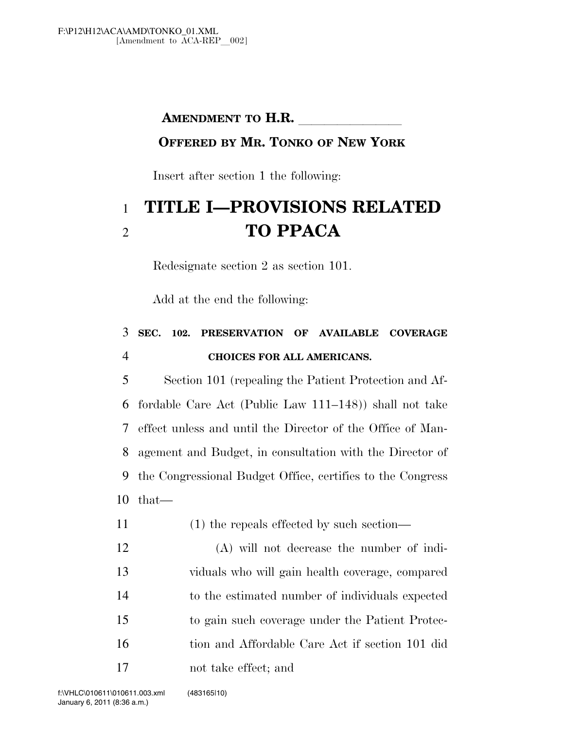**AMENDMENT TO H.R. \_\_\_\_\_\_\_\_\_\_\_\_\_\_**

**OFFERED BY MR. TONKO OF NEW YORK**

Insert after section 1 the following:

# TITLE I—PROVISIONS RELATED TO PPACA

Redesignate section 2 as section 101.

Add at the end the following:

**SEC. 102. PRESERVATION OF AVAILABLE COVERAGE CHOICES FOR ALL AMERICANS.**

Section 101 (repealing the Patient Protection and Affordable Care Act (Public Law 111–148)) shall not take effect unless and until the Director of the Office of Management and Budget, in consultation with the Director of the Congressional Budget Office, certifies to the Congress that—

(1) the repeals effected by such section—

(A) will not decrease the number of individuals who will gain health coverage, compared to the estimated number of individuals expected to gain such coverage under the Patient Protection and Affordable Care Act if section 101 did not take effect; and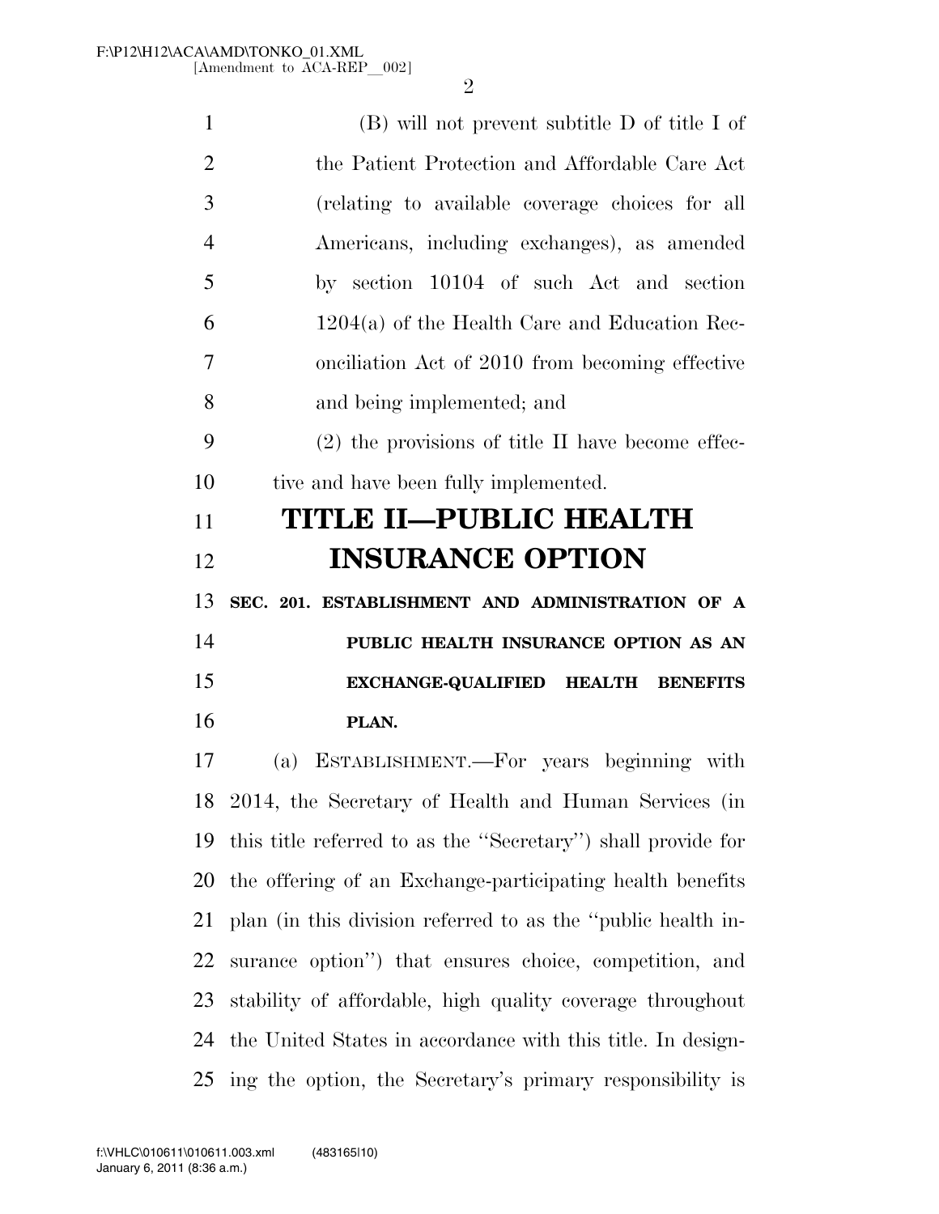(B) will not prevent subtitle D of title I of the Patient Protection and Affordable Care Act (relating to available coverage choices for all Americans, including exchanges), as amended by section 10104 of such Act and section 1204(a) of the Health Care and Education Reconciliation Act of 2010 from becoming effective and being implemented; and

(2) the provisions of title II have become effective and have been fully implemented.

# TITLE II—PUBLIC HEALTH INSURANCE OPTION

**SEC. 201. ESTABLISHMENT AND ADMINISTRATION OF A PUBLIC HEALTH INSURANCE OPTION AS AN EXCHANGE-QUALIFIED HEALTH BENEFITS PLAN.**

(a) ESTABLISHMENT.—For years beginning with 2014, the Secretary of Health and Human Services (in this title referred to as the ''Secretary'') shall provide for the offering of an Exchange-participating health benefits plan (in this division referred to as the ''public health insurance option'') that ensures choice, competition, and stability of affordable, high quality coverage throughout the United States in accordance with this title. In designing the option, the Secretary's primary responsibility is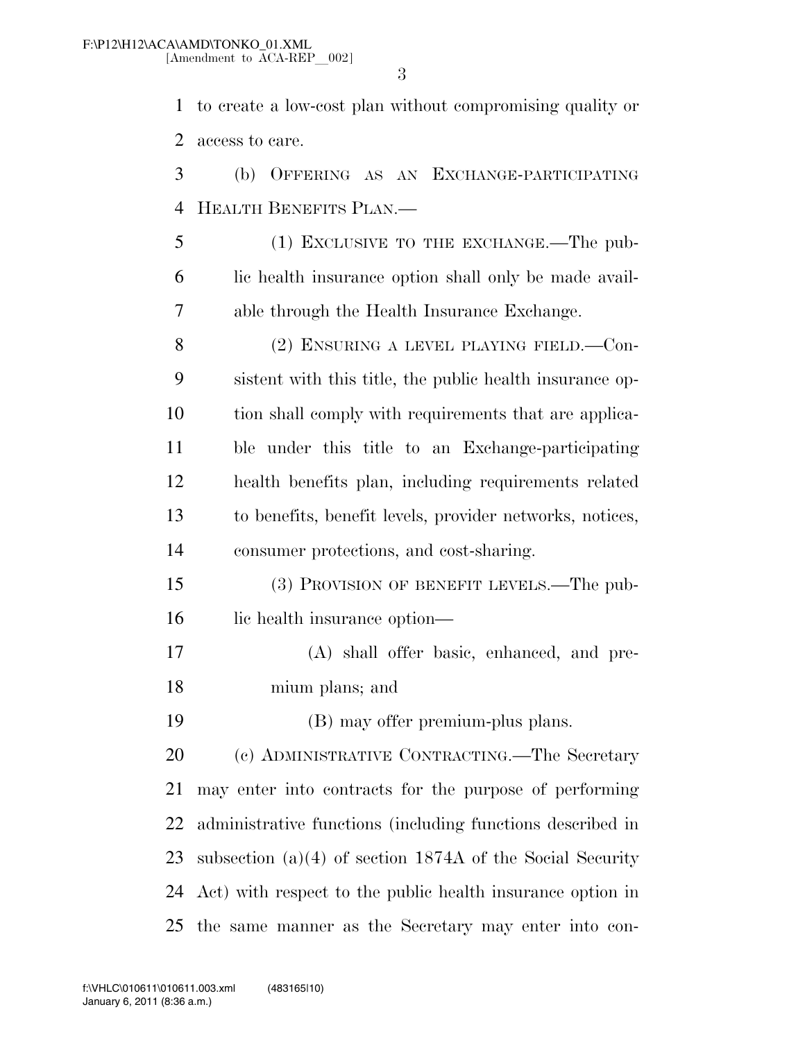to create a low-cost plan without compromising quality or access to care.

(b) Offering as an Exchange-participating Health Benefits Plan.—

(1) Exclusive to the exchange.—The public health insurance option shall only be made available through the Health Insurance Exchange.

(2) Ensuring a level playing field.—Consistent with this title, the public health insurance option shall comply with requirements that are applicable under this title to an Exchange-participating health benefits plan, including requirements related to benefits, benefit levels, provider networks, notices, consumer protections, and cost-sharing.

(3) Provision of benefit levels.—The public health insurance option—

(A) shall offer basic, enhanced, and premium plans; and

(B) may offer premium-plus plans.

(c) Administrative Contracting.—The Secretary may enter into contracts for the purpose of performing administrative functions (including functions described in subsection (a)(4) of section 1874A of the Social Security Act) with respect to the public health insurance option in the same manner as the Secretary may enter into con-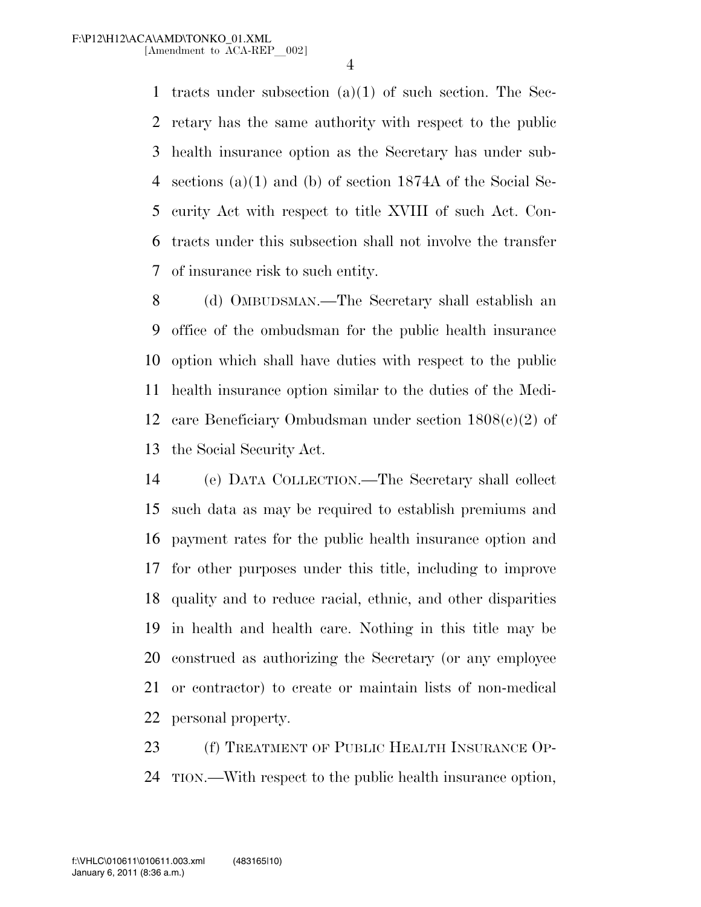tracts under subsection (a)(1) of such section. The Secretary has the same authority with respect to the public health insurance option as the Secretary has under subsections (a)(1) and (b) of section 1874A of the Social Security Act with respect to title XVIII of such Act. Contracts under this subsection shall not involve the transfer of insurance risk to such entity.

(d) OMBUDSMAN.—The Secretary shall establish an office of the ombudsman for the public health insurance option which shall have duties with respect to the public health insurance option similar to the duties of the Medicare Beneficiary Ombudsman under section 1808(c)(2) of the Social Security Act.

(e) DATA COLLECTION.—The Secretary shall collect such data as may be required to establish premiums and payment rates for the public health insurance option and for other purposes under this title, including to improve quality and to reduce racial, ethnic, and other disparities in health and health care. Nothing in this title may be construed as authorizing the Secretary (or any employee or contractor) to create or maintain lists of non-medical personal property.

(f) TREATMENT OF PUBLIC HEALTH INSURANCE OPTION.—With respect to the public health insurance option,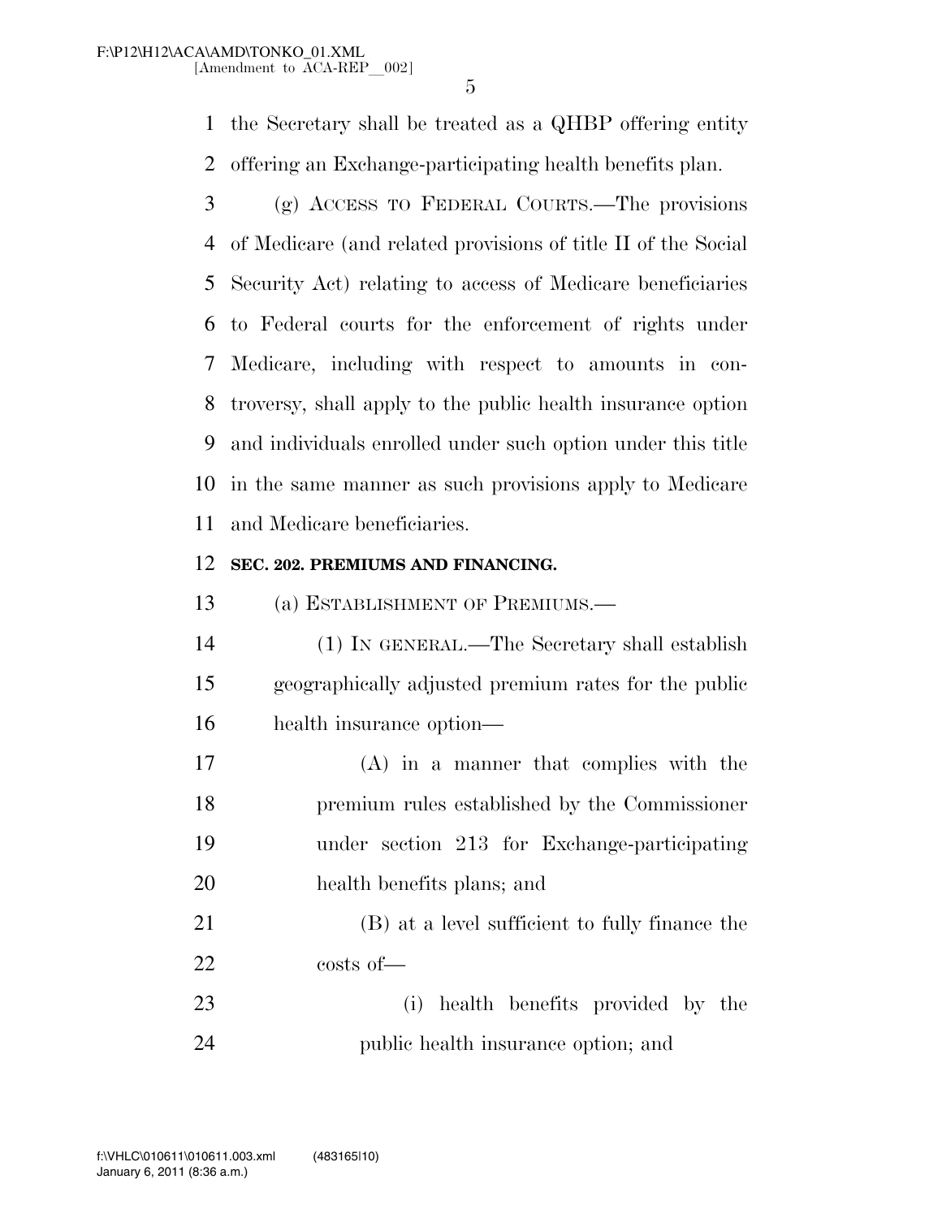the Secretary shall be treated as a QHBP offering entity offering an Exchange-participating health benefits plan.

(g) ACCESS TO FEDERAL COURTS.—The provisions of Medicare (and related provisions of title II of the Social Security Act) relating to access of Medicare beneficiaries to Federal courts for the enforcement of rights under Medicare, including with respect to amounts in controversy, shall apply to the public health insurance option and individuals enrolled under such option under this title in the same manner as such provisions apply to Medicare and Medicare beneficiaries.

**SEC. 202. PREMIUMS AND FINANCING.**

(a) ESTABLISHMENT OF PREMIUMS.—

(1) IN GENERAL.—The Secretary shall establish geographically adjusted premium rates for the public health insurance option—

(A) in a manner that complies with the premium rules established by the Commissioner under section 213 for Exchange-participating health benefits plans; and

(B) at a level sufficient to fully finance the costs of—

(i) health benefits provided by the public health insurance option; and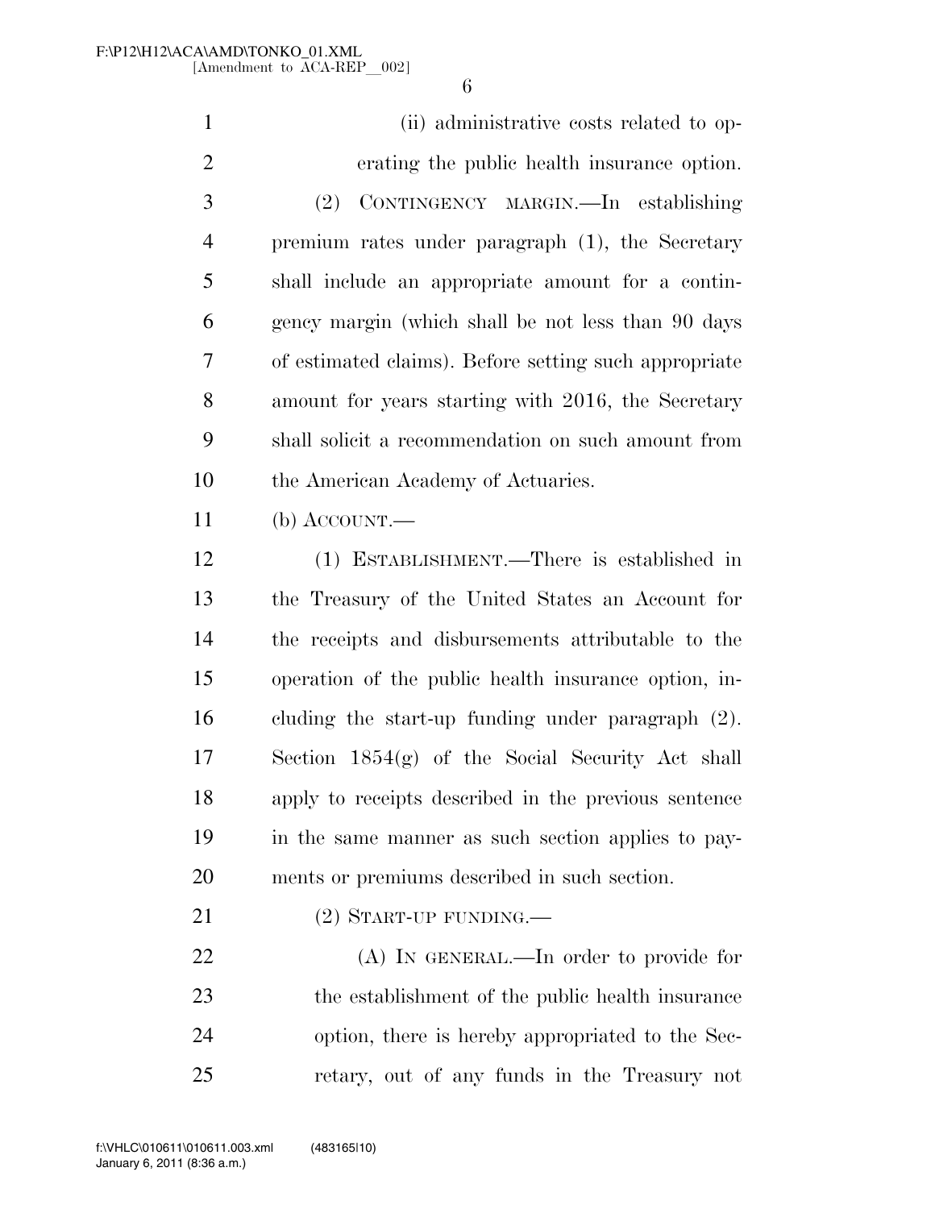(ii) administrative costs related to operating the public health insurance option.

(2) CONTINGENCY MARGIN.—In establishing premium rates under paragraph (1), the Secretary shall include an appropriate amount for a contingency margin (which shall be not less than 90 days of estimated claims). Before setting such appropriate amount for years starting with 2016, the Secretary shall solicit a recommendation on such amount from the American Academy of Actuaries.

(b) ACCOUNT.—

(1) ESTABLISHMENT.—There is established in the Treasury of the United States an Account for the receipts and disbursements attributable to the operation of the public health insurance option, including the start-up funding under paragraph (2). Section 1854(g) of the Social Security Act shall apply to receipts described in the previous sentence in the same manner as such section applies to payments or premiums described in such section.

(2) START-UP FUNDING.—

(A) IN GENERAL.—In order to provide for the establishment of the public health insurance option, there is hereby appropriated to the Secretary, out of any funds in the Treasury not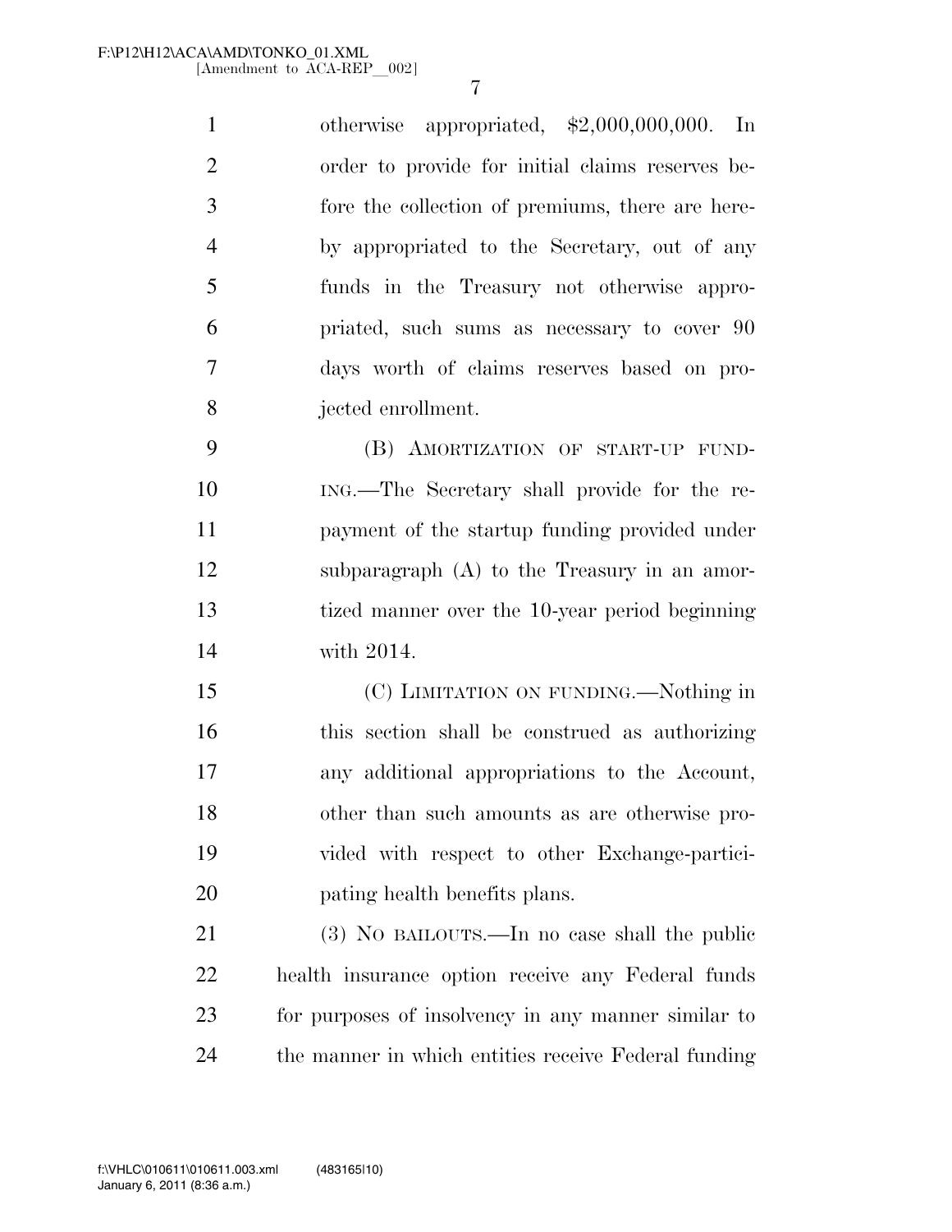otherwise appropriated, $2,000,000,000. In order to provide for initial claims reserves before the collection of premiums, there are hereby appropriated to the Secretary, out of any funds in the Treasury not otherwise appropriated, such sums as necessary to cover 90 days worth of claims reserves based on projected enrollment.

(B) AMORTIZATION OF START-UP FUNDING.—The Secretary shall provide for the repayment of the startup funding provided under subparagraph (A) to the Treasury in an amortized manner over the 10-year period beginning with 2014.

(C) LIMITATION ON FUNDING.—Nothing in this section shall be construed as authorizing any additional appropriations to the Account, other than such amounts as are otherwise provided with respect to other Exchange-participating health benefits plans.

(3) NO BAILOUTS.—In no case shall the public health insurance option receive any Federal funds for purposes of insolvency in any manner similar to the manner in which entities receive Federal funding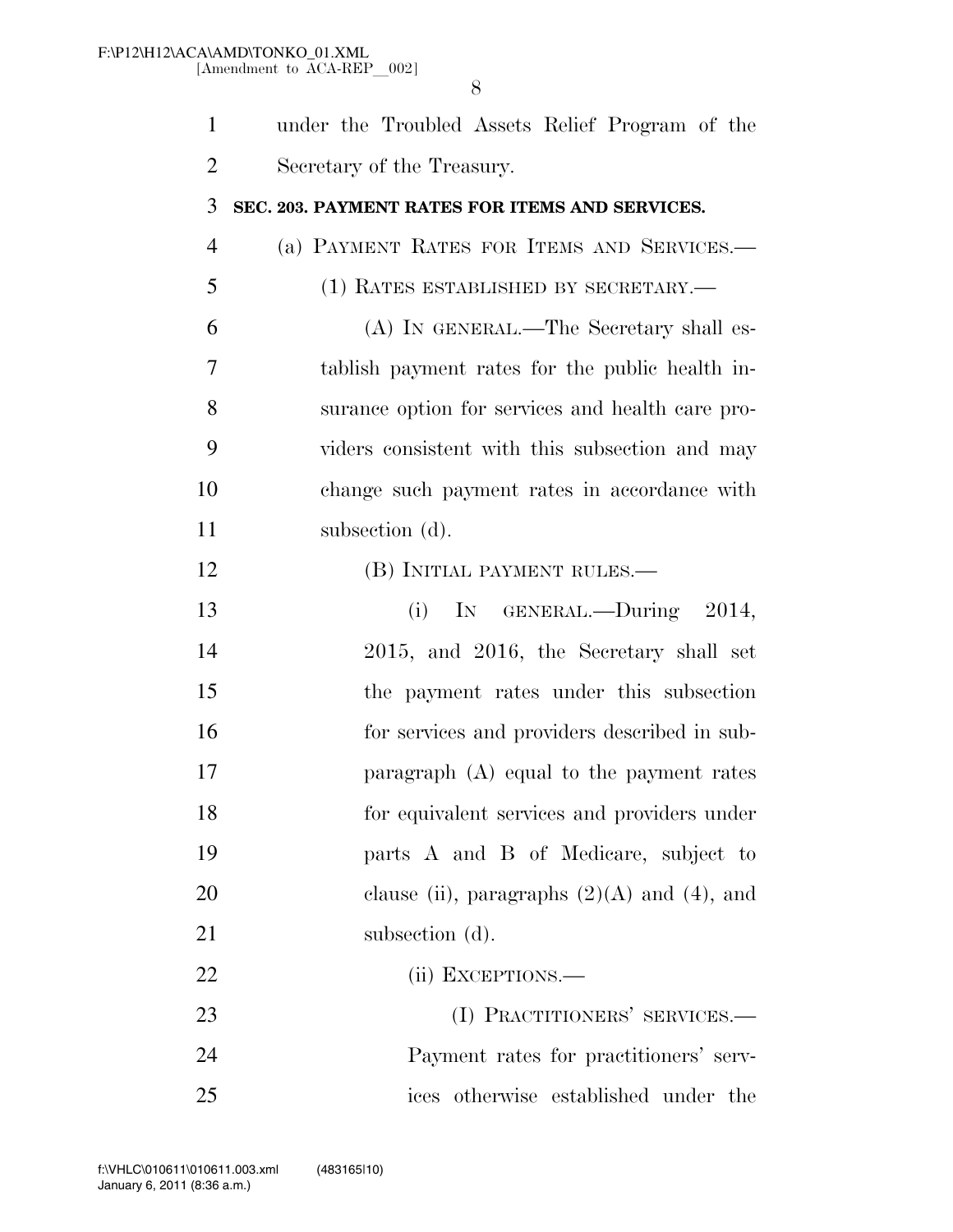under the Troubled Assets Relief Program of the Secretary of the Treasury.

**SEC. 203. PAYMENT RATES FOR ITEMS AND SERVICES.**

(a) PAYMENT RATES FOR ITEMS AND SERVICES.—

(1) RATES ESTABLISHED BY SECRETARY.—

(A) IN GENERAL.—The Secretary shall establish payment rates for the public health insurance option for services and health care providers consistent with this subsection and may change such payment rates in accordance with subsection (d).

(B) INITIAL PAYMENT RULES.—

(i) IN GENERAL.—During 2014, 2015, and 2016, the Secretary shall set the payment rates under this subsection for services and providers described in subparagraph (A) equal to the payment rates for equivalent services and providers under parts A and B of Medicare, subject to clause (ii), paragraphs (2)(A) and (4), and subsection (d).

(ii) EXCEPTIONS.—

(I) PRACTITIONERS' SERVICES.—Payment rates for practitioners' services otherwise established under the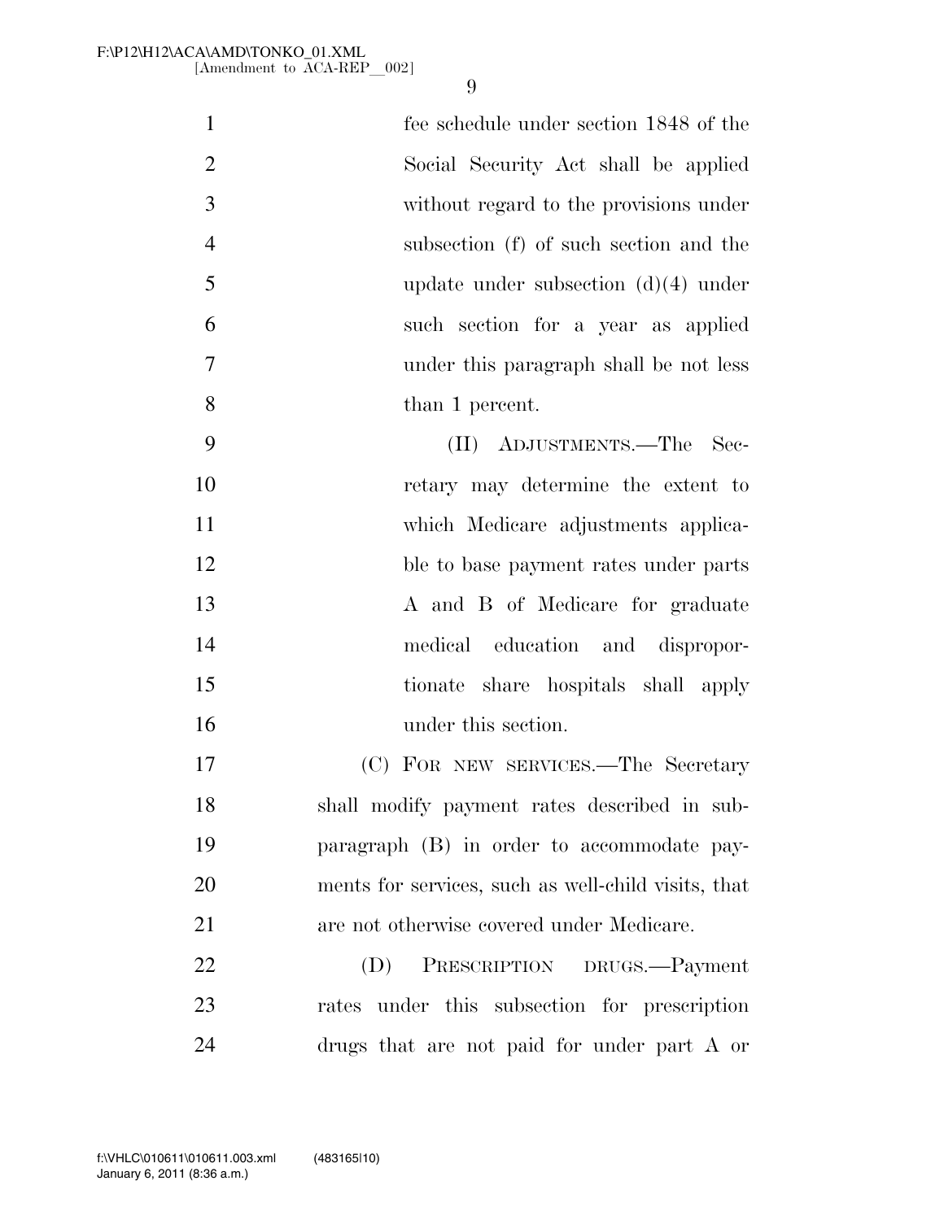fee schedule under section 1848 of the Social Security Act shall be applied without regard to the provisions under subsection (f) of such section and the update under subsection (d)(4) under such section for a year as applied under this paragraph shall be not less than 1 percent.

(II) ADJUSTMENTS.—The Secretary may determine the extent to which Medicare adjustments applicable to base payment rates under parts A and B of Medicare for graduate medical education and disproportionate share hospitals shall apply under this section.

(C) FOR NEW SERVICES.—The Secretary shall modify payment rates described in subparagraph (B) in order to accommodate payments for services, such as well-child visits, that are not otherwise covered under Medicare.

(D) PRESCRIPTION DRUGS.—Payment rates under this subsection for prescription drugs that are not paid for under part A or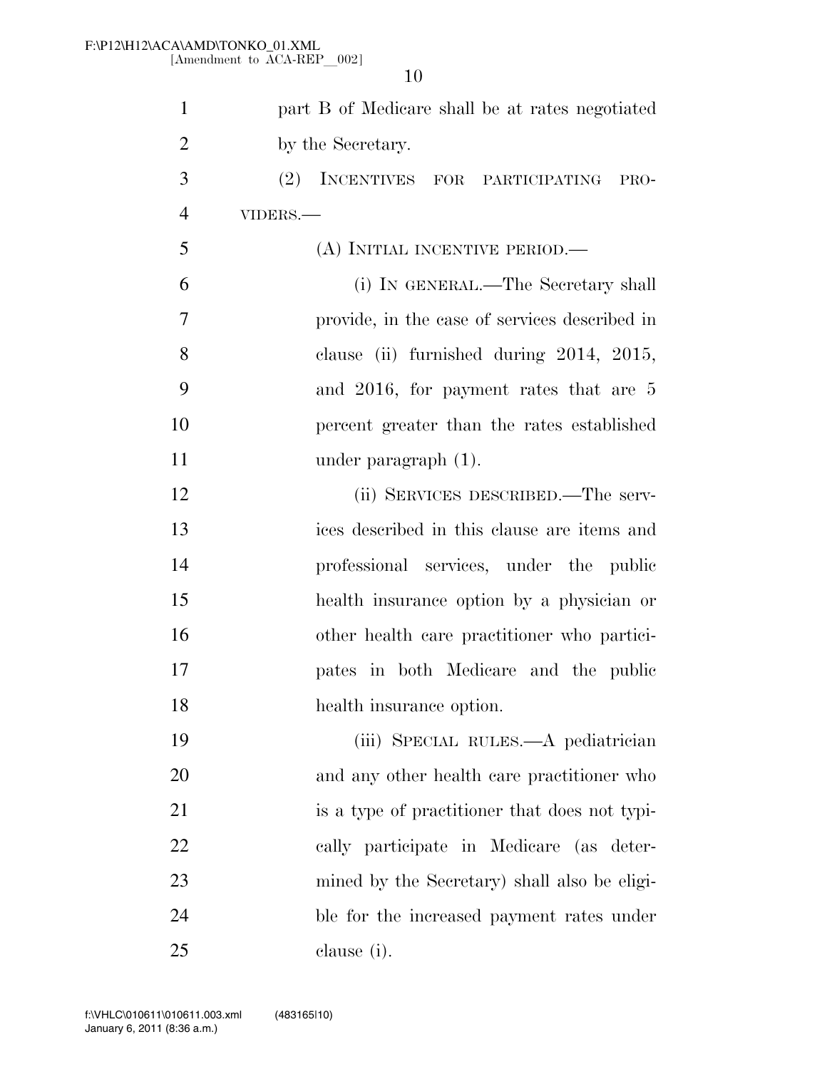part B of Medicare shall be at rates negotiated by the Secretary.

(2) INCENTIVES FOR PARTICIPATING PROVIDERS.—

(A) INITIAL INCENTIVE PERIOD.—

(i) IN GENERAL.—The Secretary shall provide, in the case of services described in clause (ii) furnished during 2014, 2015, and 2016, for payment rates that are 5 percent greater than the rates established under paragraph (1).

(ii) SERVICES DESCRIBED.—The services described in this clause are items and professional services, under the public health insurance option by a physician or other health care practitioner who participates in both Medicare and the public health insurance option.

(iii) SPECIAL RULES.—A pediatrician and any other health care practitioner who is a type of practitioner that does not typically participate in Medicare (as determined by the Secretary) shall also be eligible for the increased payment rates under clause (i).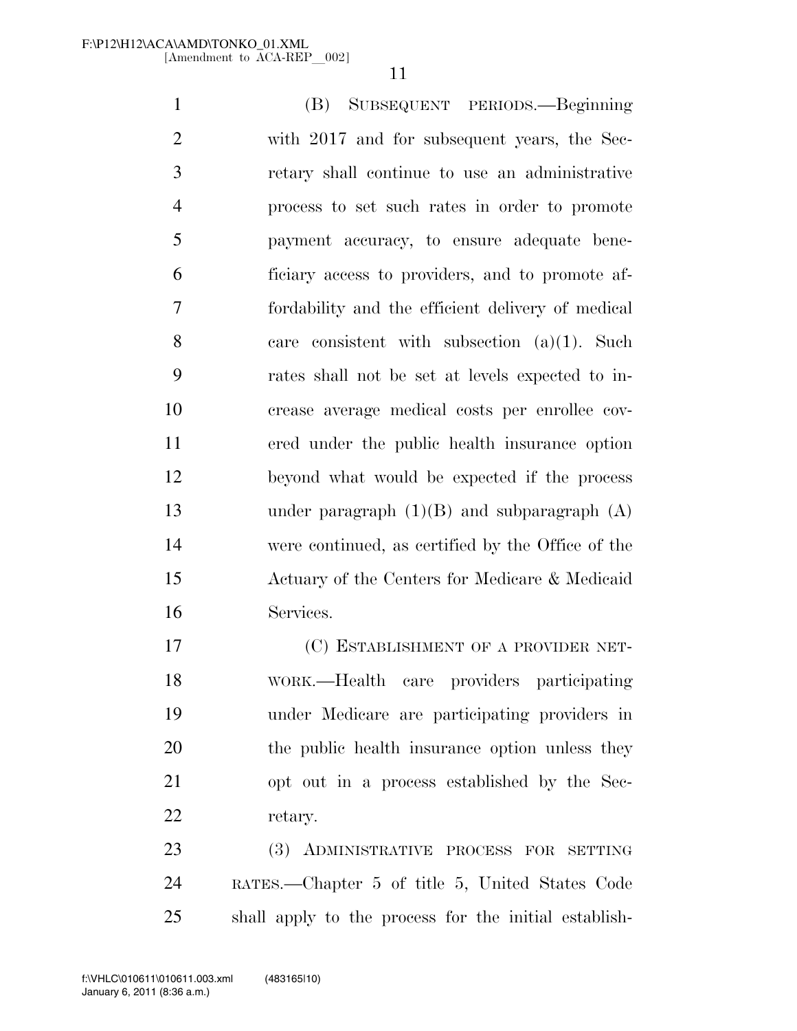(B) SUBSEQUENT PERIODS.—Beginning with 2017 and for subsequent years, the Secretary shall continue to use an administrative process to set such rates in order to promote payment accuracy, to ensure adequate beneficiary access to providers, and to promote affordability and the efficient delivery of medical care consistent with subsection (a)(1). Such rates shall not be set at levels expected to increase average medical costs per enrollee covered under the public health insurance option beyond what would be expected if the process under paragraph (1)(B) and subparagraph (A) were continued, as certified by the Office of the Actuary of the Centers for Medicare & Medicaid Services.

(C) ESTABLISHMENT OF A PROVIDER NETWORK.—Health care providers participating under Medicare are participating providers in the public health insurance option unless they opt out in a process established by the Secretary.

(3) ADMINISTRATIVE PROCESS FOR SETTING RATES.—Chapter 5 of title 5, United States Code shall apply to the process for the initial establish-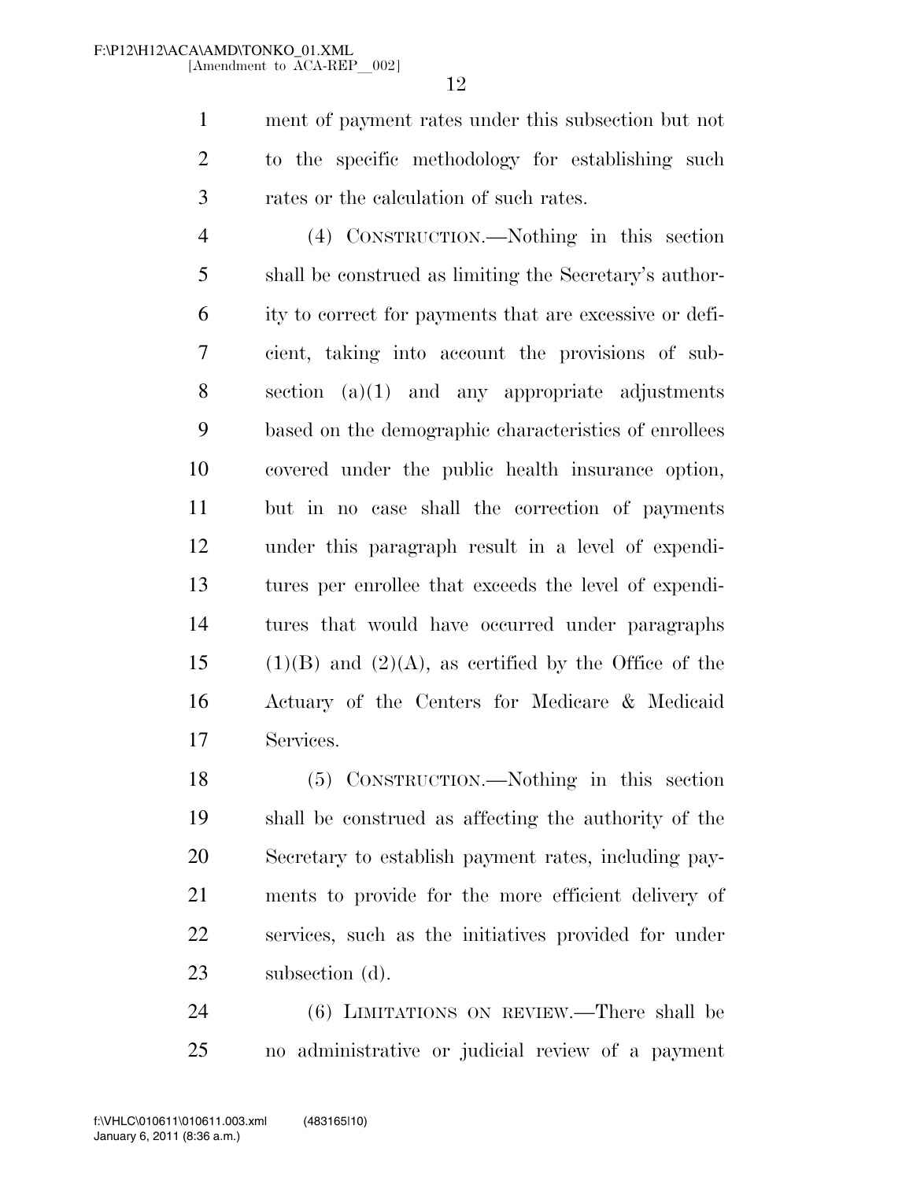ment of payment rates under this subsection but not to the specific methodology for establishing such rates or the calculation of such rates.

(4) CONSTRUCTION.—Nothing in this section shall be construed as limiting the Secretary's authority to correct for payments that are excessive or deficient, taking into account the provisions of subsection (a)(1) and any appropriate adjustments based on the demographic characteristics of enrollees covered under the public health insurance option, but in no case shall the correction of payments under this paragraph result in a level of expenditures per enrollee that exceeds the level of expenditures that would have occurred under paragraphs (1)(B) and (2)(A), as certified by the Office of the Actuary of the Centers for Medicare & Medicaid Services.

(5) CONSTRUCTION.—Nothing in this section shall be construed as affecting the authority of the Secretary to establish payment rates, including payments to provide for the more efficient delivery of services, such as the initiatives provided for under subsection (d).

(6) LIMITATIONS ON REVIEW.—There shall be no administrative or judicial review of a payment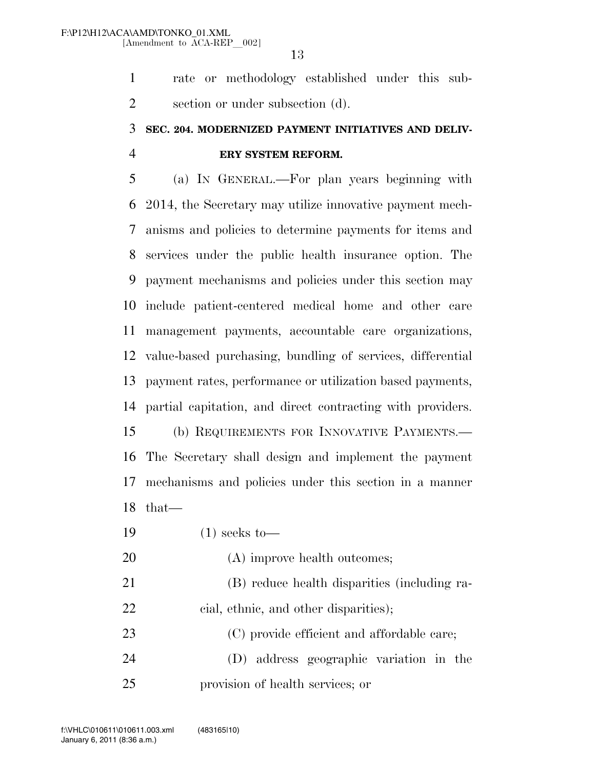rate or methodology established under this subsection or under subsection (d).

### SEC. 204. MODERNIZED PAYMENT INITIATIVES AND DELIVERY SYSTEM REFORM.

(a) IN GENERAL.—For plan years beginning with 2014, the Secretary may utilize innovative payment mechanisms and policies to determine payments for items and services under the public health insurance option. The payment mechanisms and policies under this section may include patient-centered medical home and other care management payments, accountable care organizations, value-based purchasing, bundling of services, differential payment rates, performance or utilization based payments, partial capitation, and direct contracting with providers.

(b) REQUIREMENTS FOR INNOVATIVE PAYMENTS.—The Secretary shall design and implement the payment mechanisms and policies under this section in a manner that—

(1) seeks to—

(A) improve health outcomes;

(B) reduce health disparities (including racial, ethnic, and other disparities);

(C) provide efficient and affordable care;

(D) address geographic variation in the provision of health services; or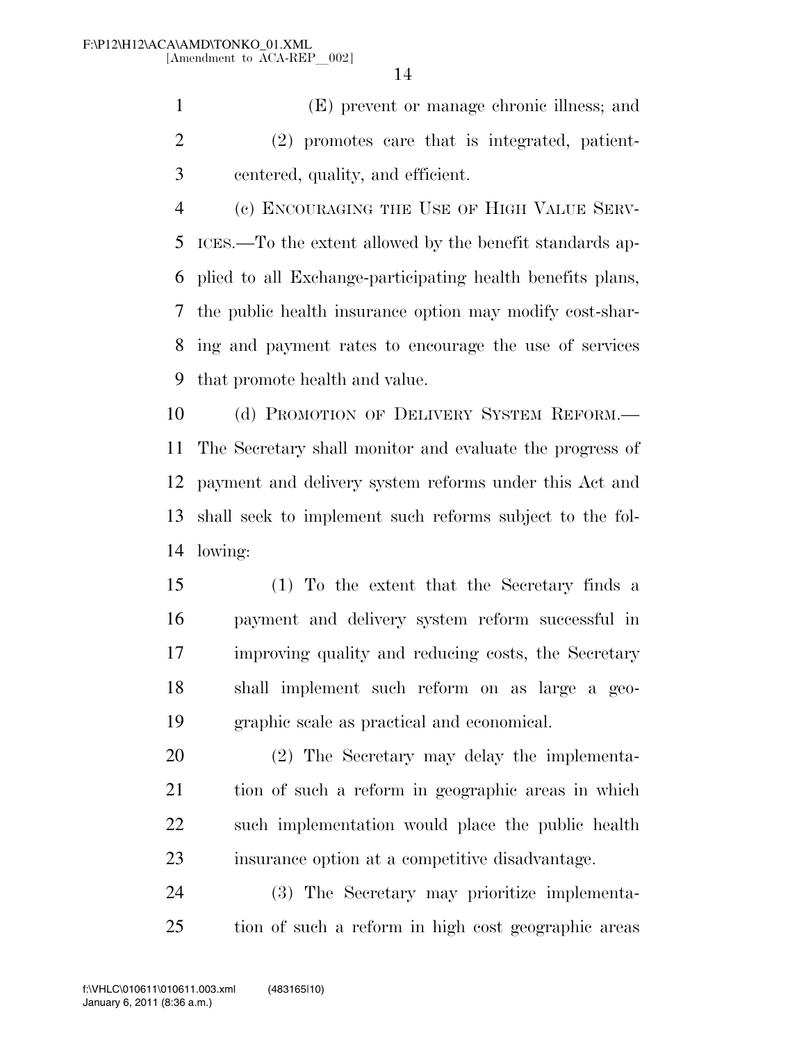(E) prevent or manage chronic illness; and

(2) promotes care that is integrated, patient-centered, quality, and efficient.

(c) ENCOURAGING THE USE OF HIGH VALUE SERVICES.—To the extent allowed by the benefit standards applied to all Exchange-participating health benefits plans, the public health insurance option may modify cost-sharing and payment rates to encourage the use of services that promote health and value.

(d) PROMOTION OF DELIVERY SYSTEM REFORM.—The Secretary shall monitor and evaluate the progress of payment and delivery system reforms under this Act and shall seek to implement such reforms subject to the following:

(1) To the extent that the Secretary finds a payment and delivery system reform successful in improving quality and reducing costs, the Secretary shall implement such reform on as large a geographic scale as practical and economical.

(2) The Secretary may delay the implementation of such a reform in geographic areas in which such implementation would place the public health insurance option at a competitive disadvantage.

(3) The Secretary may prioritize implementation of such a reform in high cost geographic areas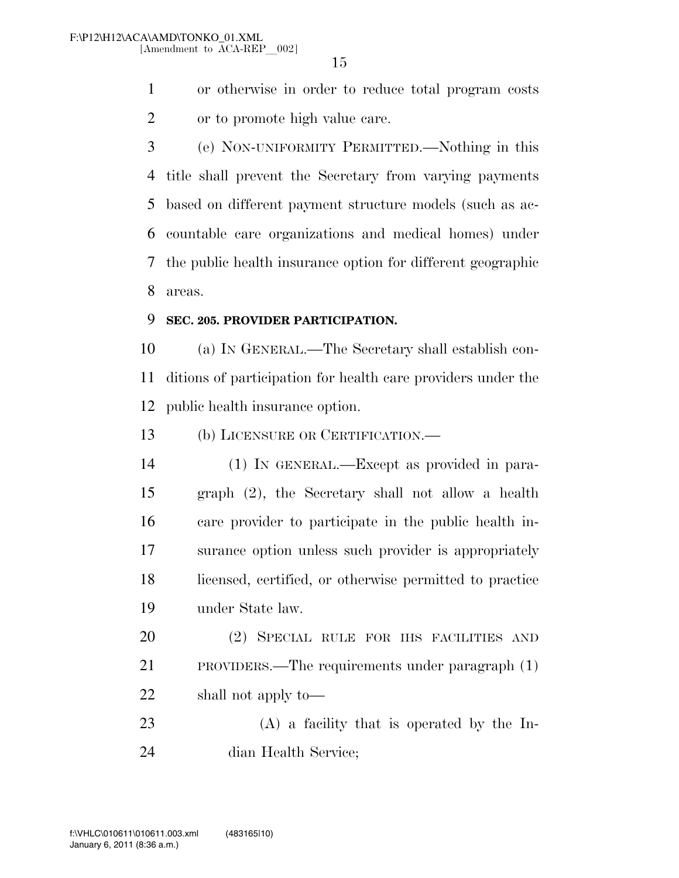or otherwise in order to reduce total program costs or to promote high value care.

(e) NON-UNIFORMITY PERMITTED.—Nothing in this title shall prevent the Secretary from varying payments based on different payment structure models (such as accountable care organizations and medical homes) under the public health insurance option for different geographic areas.

**SEC. 205. PROVIDER PARTICIPATION.**

(a) IN GENERAL.—The Secretary shall establish conditions of participation for health care providers under the public health insurance option.

(b) LICENSURE OR CERTIFICATION.—

(1) IN GENERAL.—Except as provided in paragraph (2), the Secretary shall not allow a health care provider to participate in the public health insurance option unless such provider is appropriately licensed, certified, or otherwise permitted to practice under State law.

(2) SPECIAL RULE FOR IHS FACILITIES AND PROVIDERS.—The requirements under paragraph (1) shall not apply to—

(A) a facility that is operated by the Indian Health Service;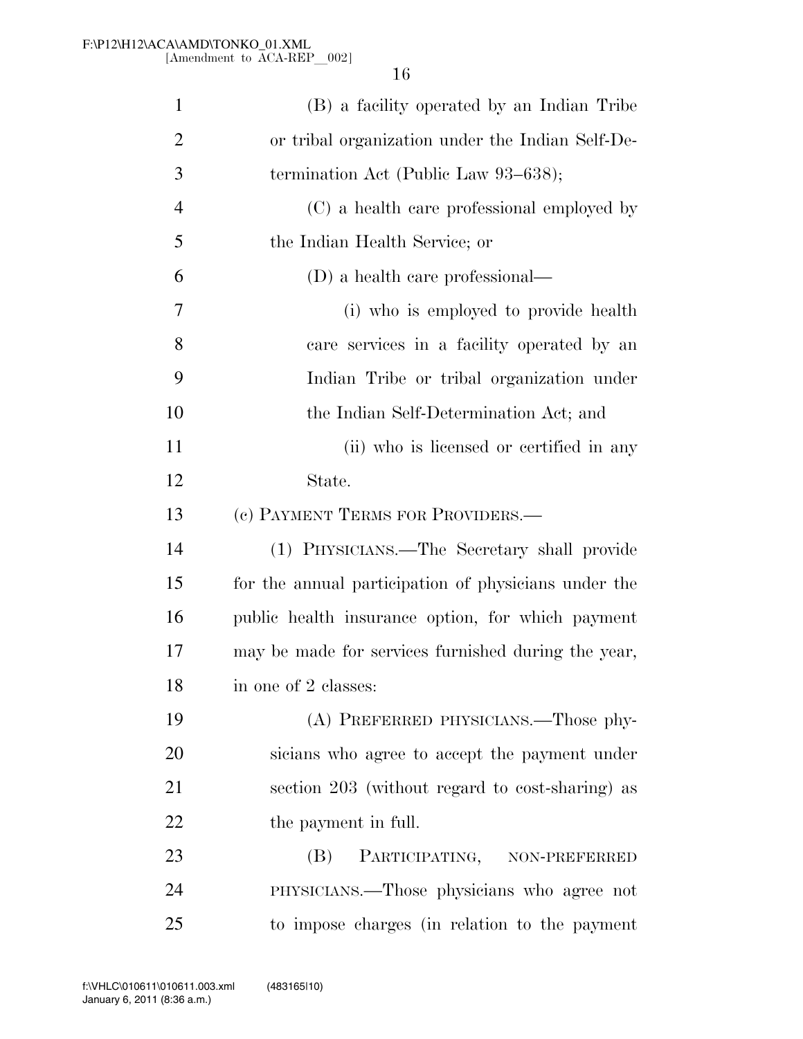(B) a facility operated by an Indian Tribe or tribal organization under the Indian Self-Determination Act (Public Law 93–638);

(C) a health care professional employed by the Indian Health Service; or

(D) a health care professional—

(i) who is employed to provide health care services in a facility operated by an Indian Tribe or tribal organization under the Indian Self-Determination Act; and

(ii) who is licensed or certified in any State.

(c) PAYMENT TERMS FOR PROVIDERS.—

(1) PHYSICIANS.—The Secretary shall provide for the annual participation of physicians under the public health insurance option, for which payment may be made for services furnished during the year, in one of 2 classes:

(A) PREFERRED PHYSICIANS.—Those physicians who agree to accept the payment under section 203 (without regard to cost-sharing) as the payment in full.

(B) PARTICIPATING, NON-PREFERRED PHYSICIANS.—Those physicians who agree not to impose charges (in relation to the payment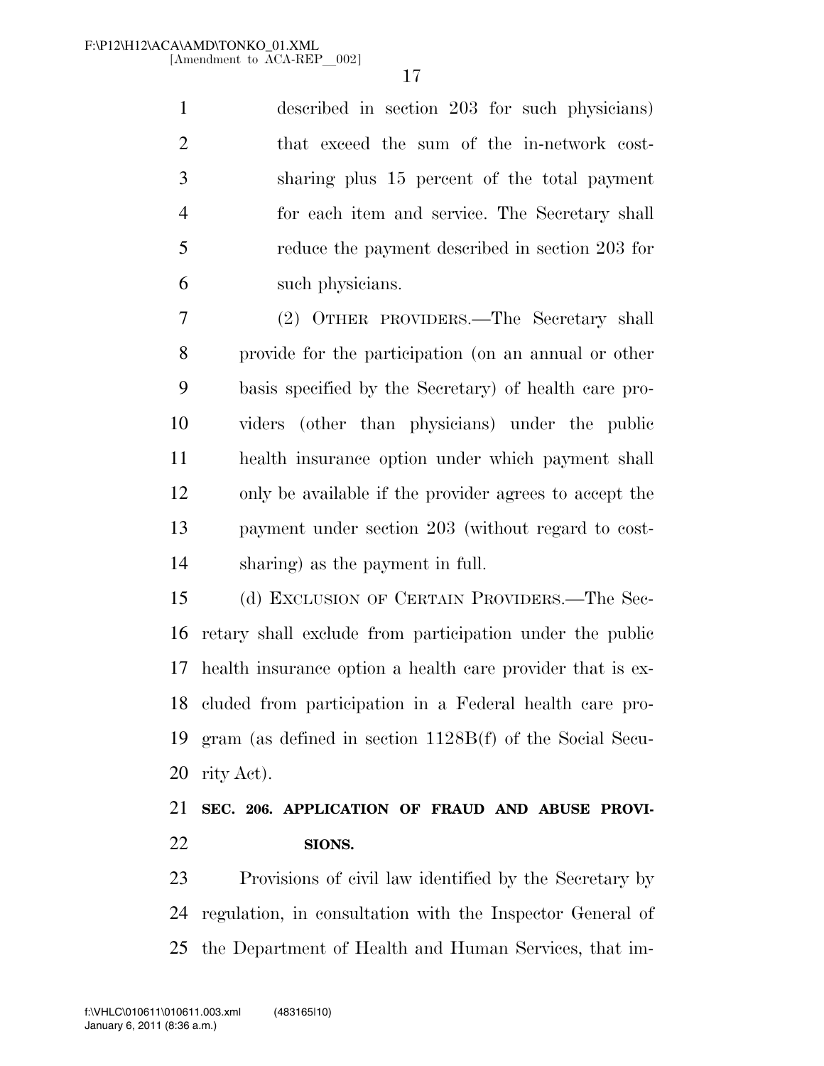described in section 203 for such physicians) that exceed the sum of the in-network cost-sharing plus 15 percent of the total payment for each item and service. The Secretary shall reduce the payment described in section 203 for such physicians.

(2) OTHER PROVIDERS.—The Secretary shall provide for the participation (on an annual or other basis specified by the Secretary) of health care providers (other than physicians) under the public health insurance option under which payment shall only be available if the provider agrees to accept the payment under section 203 (without regard to cost-sharing) as the payment in full.

(d) EXCLUSION OF CERTAIN PROVIDERS.—The Secretary shall exclude from participation under the public health insurance option a health care provider that is excluded from participation in a Federal health care program (as defined in section 1128B(f) of the Social Security Act).

**SEC. 206. APPLICATION OF FRAUD AND ABUSE PROVISIONS.**

Provisions of civil law identified by the Secretary by regulation, in consultation with the Inspector General of the Department of Health and Human Services, that im-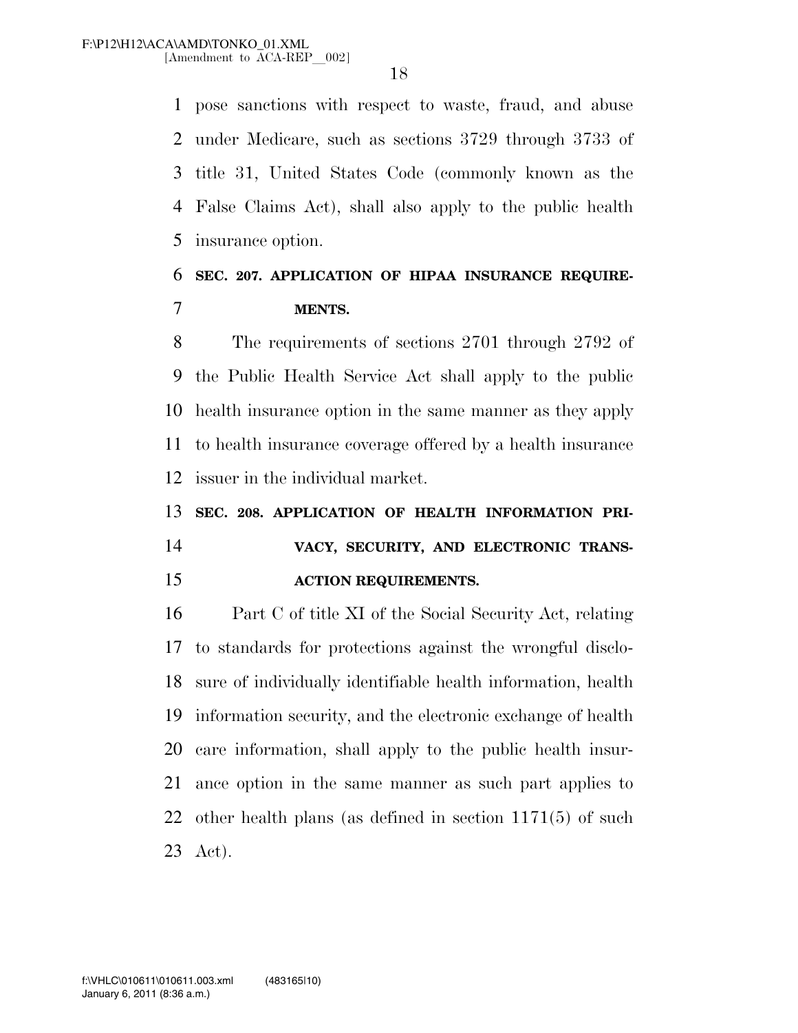pose sanctions with respect to waste, fraud, and abuse under Medicare, such as sections 3729 through 3733 of title 31, United States Code (commonly known as the False Claims Act), shall also apply to the public health insurance option.

### SEC. 207. APPLICATION OF HIPAA INSURANCE REQUIREMENTS.

The requirements of sections 2701 through 2792 of the Public Health Service Act shall apply to the public health insurance option in the same manner as they apply to health insurance coverage offered by a health insurance issuer in the individual market.

### SEC. 208. APPLICATION OF HEALTH INFORMATION PRIVACY, SECURITY, AND ELECTRONIC TRANSACTION REQUIREMENTS.

Part C of title XI of the Social Security Act, relating to standards for protections against the wrongful disclosure of individually identifiable health information, health information security, and the electronic exchange of health care information, shall apply to the public health insurance option in the same manner as such part applies to other health plans (as defined in section 1171(5) of such Act).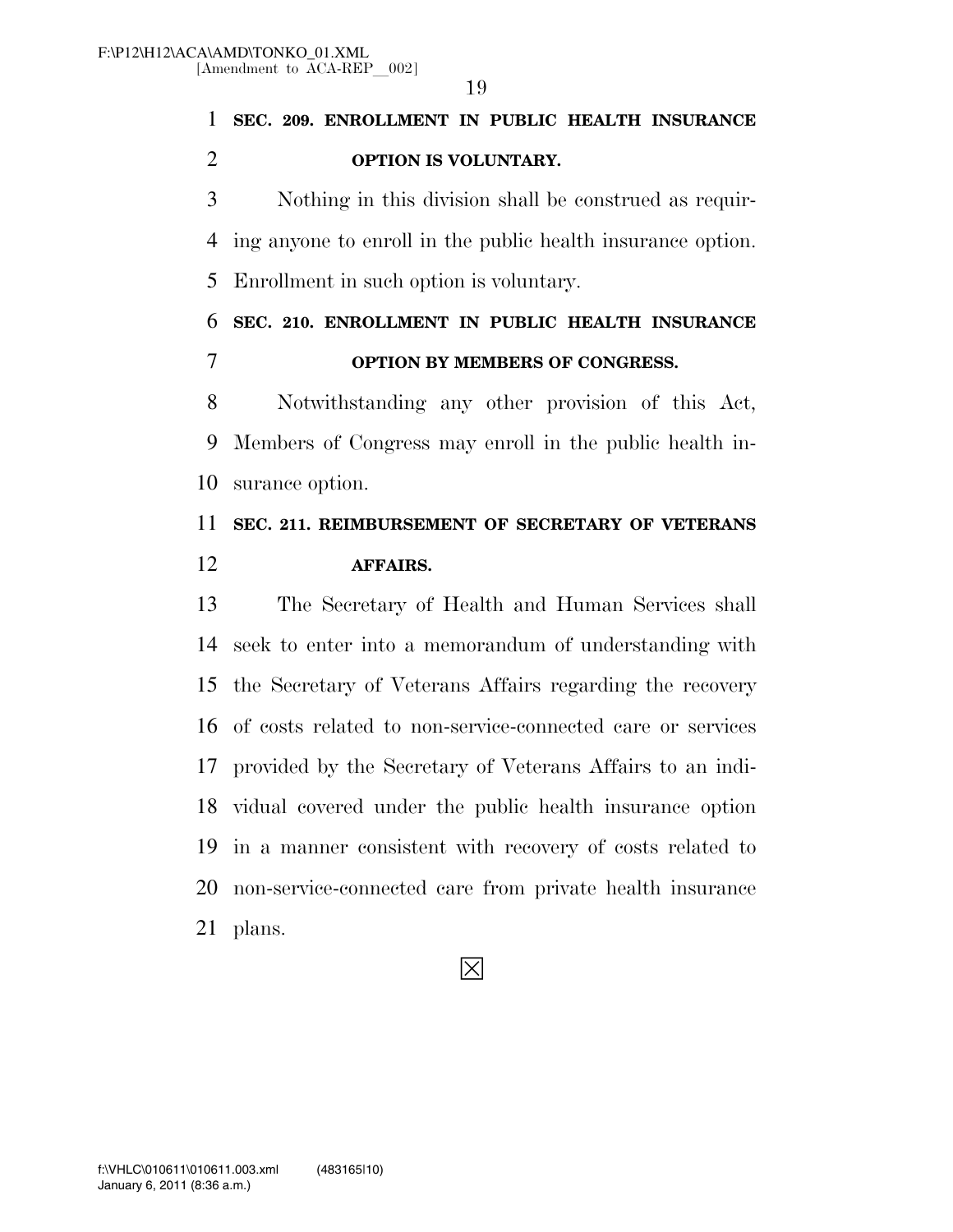**SEC. 209. ENROLLMENT IN PUBLIC HEALTH INSURANCE OPTION IS VOLUNTARY.**

Nothing in this division shall be construed as requiring anyone to enroll in the public health insurance option. Enrollment in such option is voluntary.

**SEC. 210. ENROLLMENT IN PUBLIC HEALTH INSURANCE OPTION BY MEMBERS OF CONGRESS.**

Notwithstanding any other provision of this Act, Members of Congress may enroll in the public health insurance option.

**SEC. 211. REIMBURSEMENT OF SECRETARY OF VETERANS AFFAIRS.**

The Secretary of Health and Human Services shall seek to enter into a memorandum of understanding with the Secretary of Veterans Affairs regarding the recovery of costs related to non-service-connected care or services provided by the Secretary of Veterans Affairs to an individual covered under the public health insurance option in a manner consistent with recovery of costs related to non-service-connected care from private health insurance plans.